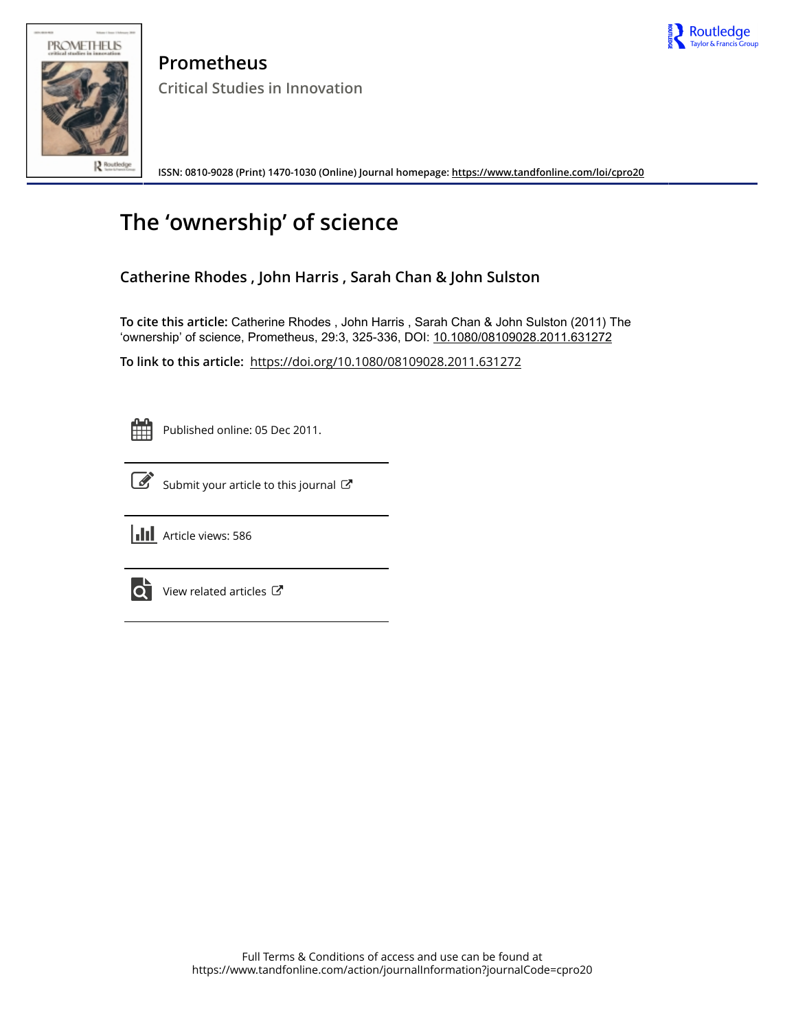# Prometheus

## Critical Studies in Innovation

ISSN: 0810-9028 (Print) 1470-1030 (Online) Journal homepage: https://www.tandfonline.com/loi/cpro20

# The 'ownership' of science

**Catherine Rhodes , John Harris , Sarah Chan & John Sulston**

**To cite this article:** Catherine Rhodes , John Harris , Sarah Chan & John Sulston (2011) The 'ownership' of science, Prometheus, 29:3, 325-336, DOI: 10.1080/08109028.2011.631272

**To link to this article:** https://doi.org/10.1080/08109028.2011.631272

Published online: 05 Dec 2011.

Submit your article to this journal

Article views: 586

View related articles

Full Terms & Conditions of access and use can be found at
https://www.tandfonline.com/action/journalInformation?journalCode=cpro20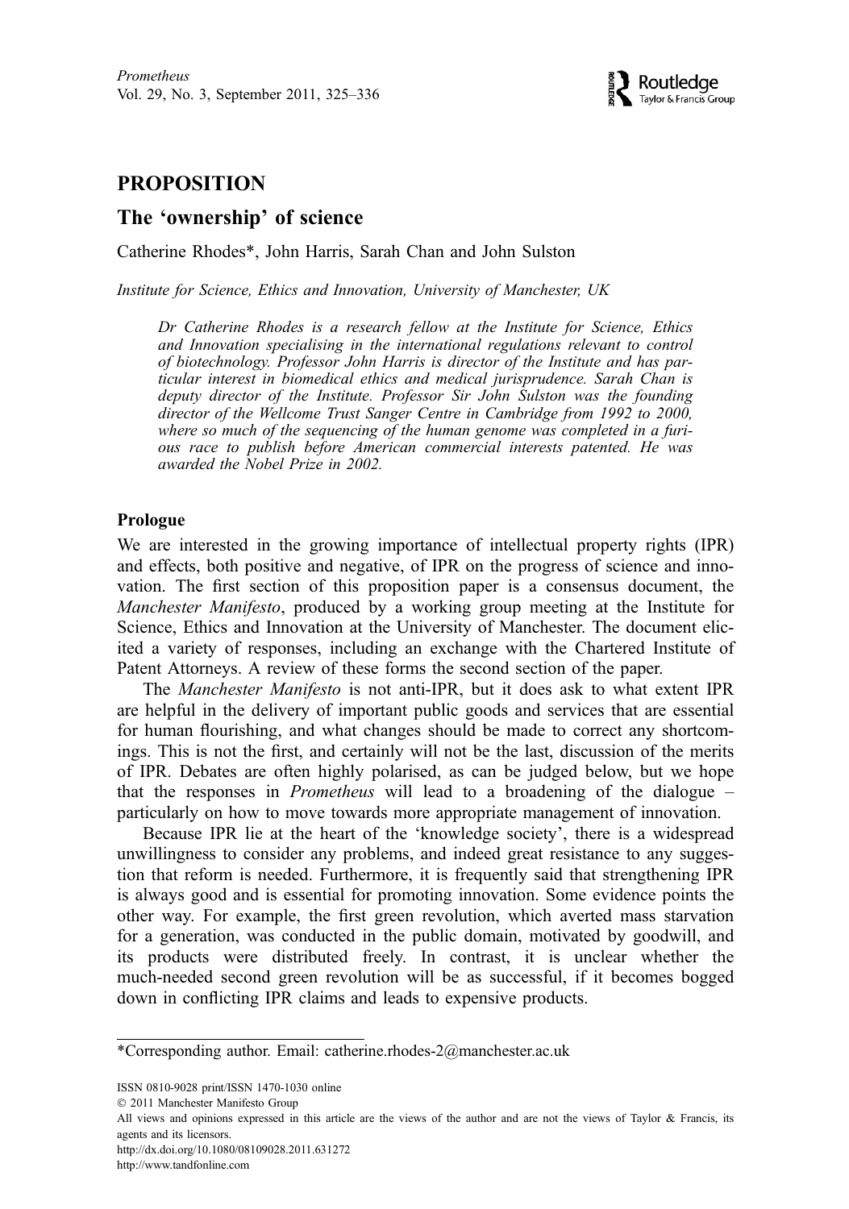# PROPOSITION

## The 'ownership' of science

Catherine Rhodes*, John Harris, Sarah Chan and John Sulston

*Institute for Science, Ethics and Innovation, University of Manchester, UK*

*Dr Catherine Rhodes is a research fellow at the Institute for Science, Ethics and Innovation specialising in the international regulations relevant to control of biotechnology. Professor John Harris is director of the Institute and has particular interest in biomedical ethics and medical jurisprudence. Sarah Chan is deputy director of the Institute. Professor Sir John Sulston was the founding director of the Wellcome Trust Sanger Centre in Cambridge from 1992 to 2000, where so much of the sequencing of the human genome was completed in a furious race to publish before American commercial interests patented. He was awarded the Nobel Prize in 2002.*

### Prologue

We are interested in the growing importance of intellectual property rights (IPR) and effects, both positive and negative, of IPR on the progress of science and innovation. The first section of this proposition paper is a consensus document, the *Manchester Manifesto*, produced by a working group meeting at the Institute for Science, Ethics and Innovation at the University of Manchester. The document elicited a variety of responses, including an exchange with the Chartered Institute of Patent Attorneys. A review of these forms the second section of the paper.

The *Manchester Manifesto* is not anti-IPR, but it does ask to what extent IPR are helpful in the delivery of important public goods and services that are essential for human flourishing, and what changes should be made to correct any shortcomings. This is not the first, and certainly will not be the last, discussion of the merits of IPR. Debates are often highly polarised, as can be judged below, but we hope that the responses in *Prometheus* will lead to a broadening of the dialogue – particularly on how to move towards more appropriate management of innovation.

Because IPR lie at the heart of the 'knowledge society', there is a widespread unwillingness to consider any problems, and indeed great resistance to any suggestion that reform is needed. Furthermore, it is frequently said that strengthening IPR is always good and is essential for promoting innovation. Some evidence points the other way. For example, the first green revolution, which averted mass starvation for a generation, was conducted in the public domain, motivated by goodwill, and its products were distributed freely. In contrast, it is unclear whether the much-needed second green revolution will be as successful, if it becomes bogged down in conflicting IPR claims and leads to expensive products.

---

*Corresponding author. Email: catherine.rhodes-2@manchester.ac.uk

ISSN 0810-9028 print/ISSN 1470-1030 online
© 2011 Manchester Manifesto Group
All views and opinions expressed in this article are the views of the author and are not the views of Taylor & Francis, its agents and its licensors.
http://dx.doi.org/10.1080/08109028.2011.631272
http://www.tandfonline.com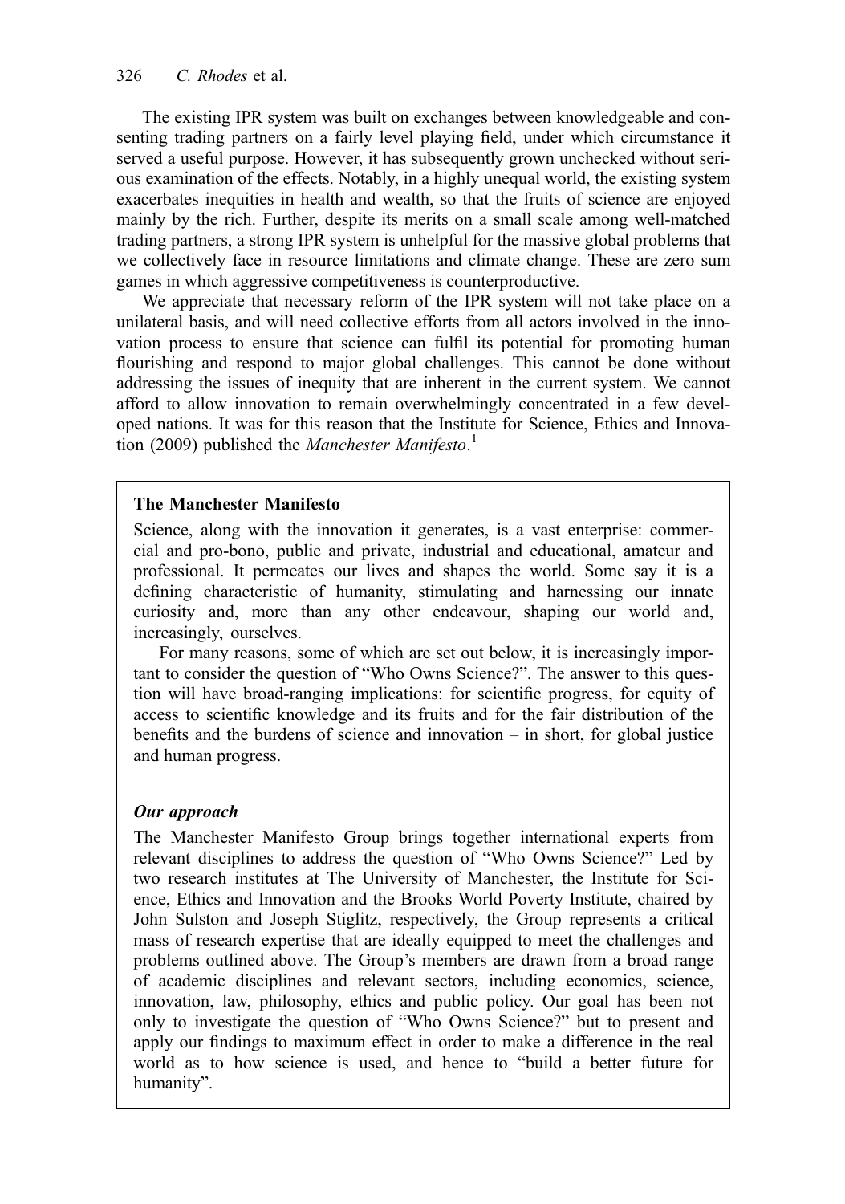The existing IPR system was built on exchanges between knowledgeable and consenting trading partners on a fairly level playing field, under which circumstance it served a useful purpose. However, it has subsequently grown unchecked without serious examination of the effects. Notably, in a highly unequal world, the existing system exacerbates inequities in health and wealth, so that the fruits of science are enjoyed mainly by the rich. Further, despite its merits on a small scale among well-matched trading partners, a strong IPR system is unhelpful for the massive global problems that we collectively face in resource limitations and climate change. These are zero sum games in which aggressive competitiveness is counterproductive.

We appreciate that necessary reform of the IPR system will not take place on a unilateral basis, and will need collective efforts from all actors involved in the innovation process to ensure that science can fulfil its potential for promoting human flourishing and respond to major global challenges. This cannot be done without addressing the issues of inequity that are inherent in the current system. We cannot afford to allow innovation to remain overwhelmingly concentrated in a few developed nations. It was for this reason that the Institute for Science, Ethics and Innovation (2009) published the *Manchester Manifesto*.[1]

**The Manchester Manifesto**

Science, along with the innovation it generates, is a vast enterprise: commercial and pro-bono, public and private, industrial and educational, amateur and professional. It permeates our lives and shapes the world. Some say it is a defining characteristic of humanity, stimulating and harnessing our innate curiosity and, more than any other endeavour, shaping our world and, increasingly, ourselves.

For many reasons, some of which are set out below, it is increasingly important to consider the question of "Who Owns Science?". The answer to this question will have broad-ranging implications: for scientific progress, for equity of access to scientific knowledge and its fruits and for the fair distribution of the benefits and the burdens of science and innovation – in short, for global justice and human progress.

***Our approach***

The Manchester Manifesto Group brings together international experts from relevant disciplines to address the question of "Who Owns Science?" Led by two research institutes at The University of Manchester, the Institute for Science, Ethics and Innovation and the Brooks World Poverty Institute, chaired by John Sulston and Joseph Stiglitz, respectively, the Group represents a critical mass of research expertise that are ideally equipped to meet the challenges and problems outlined above. The Group's members are drawn from a broad range of academic disciplines and relevant sectors, including economics, science, innovation, law, philosophy, ethics and public policy. Our goal has been not only to investigate the question of "Who Owns Science?" but to present and apply our findings to maximum effect in order to make a difference in the real world as to how science is used, and hence to "build a better future for humanity".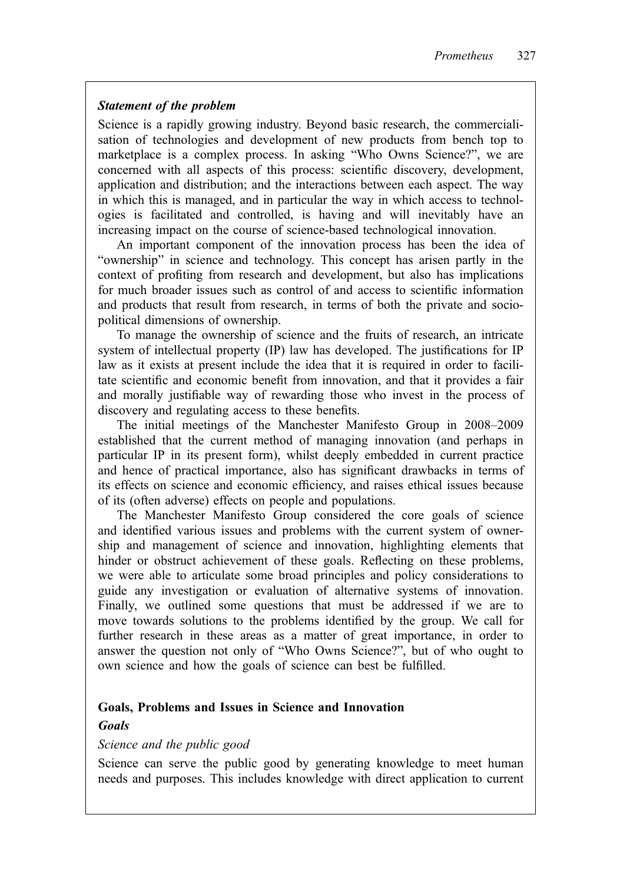### *Statement of the problem*

Science is a rapidly growing industry. Beyond basic research, the commercialisation of technologies and development of new products from bench top to marketplace is a complex process. In asking "Who Owns Science?", we are concerned with all aspects of this process: scientific discovery, development, application and distribution; and the interactions between each aspect. The way in which this is managed, and in particular the way in which access to technologies is facilitated and controlled, is having and will inevitably have an increasing impact on the course of science-based technological innovation.

An important component of the innovation process has been the idea of "ownership" in science and technology. This concept has arisen partly in the context of profiting from research and development, but also has implications for much broader issues such as control of and access to scientific information and products that result from research, in terms of both the private and socio-political dimensions of ownership.

To manage the ownership of science and the fruits of research, an intricate system of intellectual property (IP) law has developed. The justifications for IP law as it exists at present include the idea that it is required in order to facilitate scientific and economic benefit from innovation, and that it provides a fair and morally justifiable way of rewarding those who invest in the process of discovery and regulating access to these benefits.

The initial meetings of the Manchester Manifesto Group in 2008–2009 established that the current method of managing innovation (and perhaps in particular IP in its present form), whilst deeply embedded in current practice and hence of practical importance, also has significant drawbacks in terms of its effects on science and economic efficiency, and raises ethical issues because of its (often adverse) effects on people and populations.

The Manchester Manifesto Group considered the core goals of science and identified various issues and problems with the current system of ownership and management of science and innovation, highlighting elements that hinder or obstruct achievement of these goals. Reflecting on these problems, we were able to articulate some broad principles and policy considerations to guide any investigation or evaluation of alternative systems of innovation. Finally, we outlined some questions that must be addressed if we are to move towards solutions to the problems identified by the group. We call for further research in these areas as a matter of great importance, in order to answer the question not only of "Who Owns Science?", but of who ought to own science and how the goals of science can best be fulfilled.

## Goals, Problems and Issues in Science and Innovation

### *Goals*

#### *Science and the public good*

Science can serve the public good by generating knowledge to meet human needs and purposes. This includes knowledge with direct application to current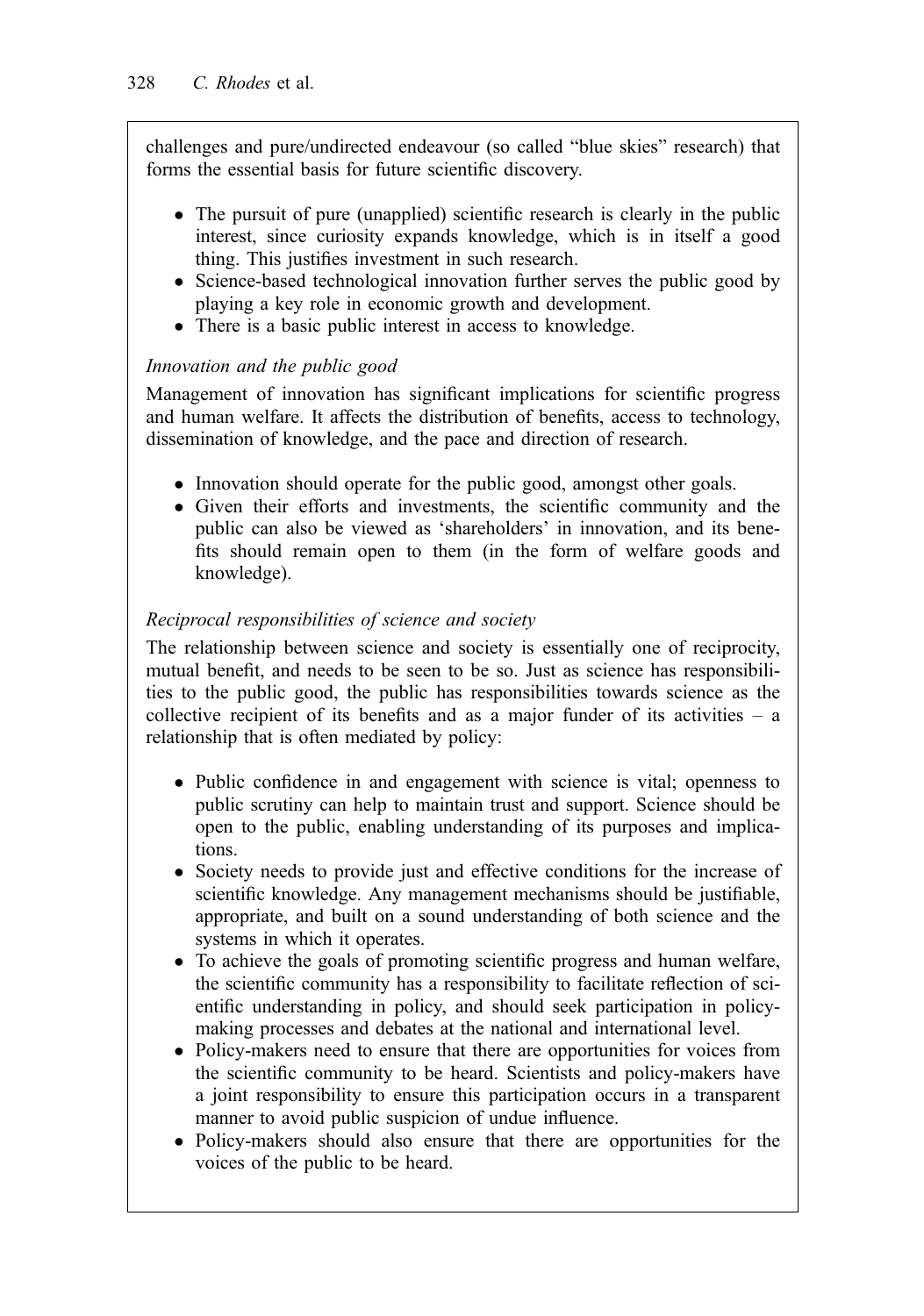challenges and pure/undirected endeavour (so called "blue skies" research) that forms the essential basis for future scientific discovery.

- The pursuit of pure (unapplied) scientific research is clearly in the public interest, since curiosity expands knowledge, which is in itself a good thing. This justifies investment in such research.
- Science-based technological innovation further serves the public good by playing a key role in economic growth and development.
- There is a basic public interest in access to knowledge.

*Innovation and the public good*

Management of innovation has significant implications for scientific progress and human welfare. It affects the distribution of benefits, access to technology, dissemination of knowledge, and the pace and direction of research.

- Innovation should operate for the public good, amongst other goals.
- Given their efforts and investments, the scientific community and the public can also be viewed as 'shareholders' in innovation, and its benefits should remain open to them (in the form of welfare goods and knowledge).

*Reciprocal responsibilities of science and society*

The relationship between science and society is essentially one of reciprocity, mutual benefit, and needs to be seen to be so. Just as science has responsibilities to the public good, the public has responsibilities towards science as the collective recipient of its benefits and as a major funder of its activities – a relationship that is often mediated by policy:

- Public confidence in and engagement with science is vital; openness to public scrutiny can help to maintain trust and support. Science should be open to the public, enabling understanding of its purposes and implications.
- Society needs to provide just and effective conditions for the increase of scientific knowledge. Any management mechanisms should be justifiable, appropriate, and built on a sound understanding of both science and the systems in which it operates.
- To achieve the goals of promoting scientific progress and human welfare, the scientific community has a responsibility to facilitate reflection of scientific understanding in policy, and should seek participation in policy-making processes and debates at the national and international level.
- Policy-makers need to ensure that there are opportunities for voices from the scientific community to be heard. Scientists and policy-makers have a joint responsibility to ensure this participation occurs in a transparent manner to avoid public suspicion of undue influence.
- Policy-makers should also ensure that there are opportunities for the voices of the public to be heard.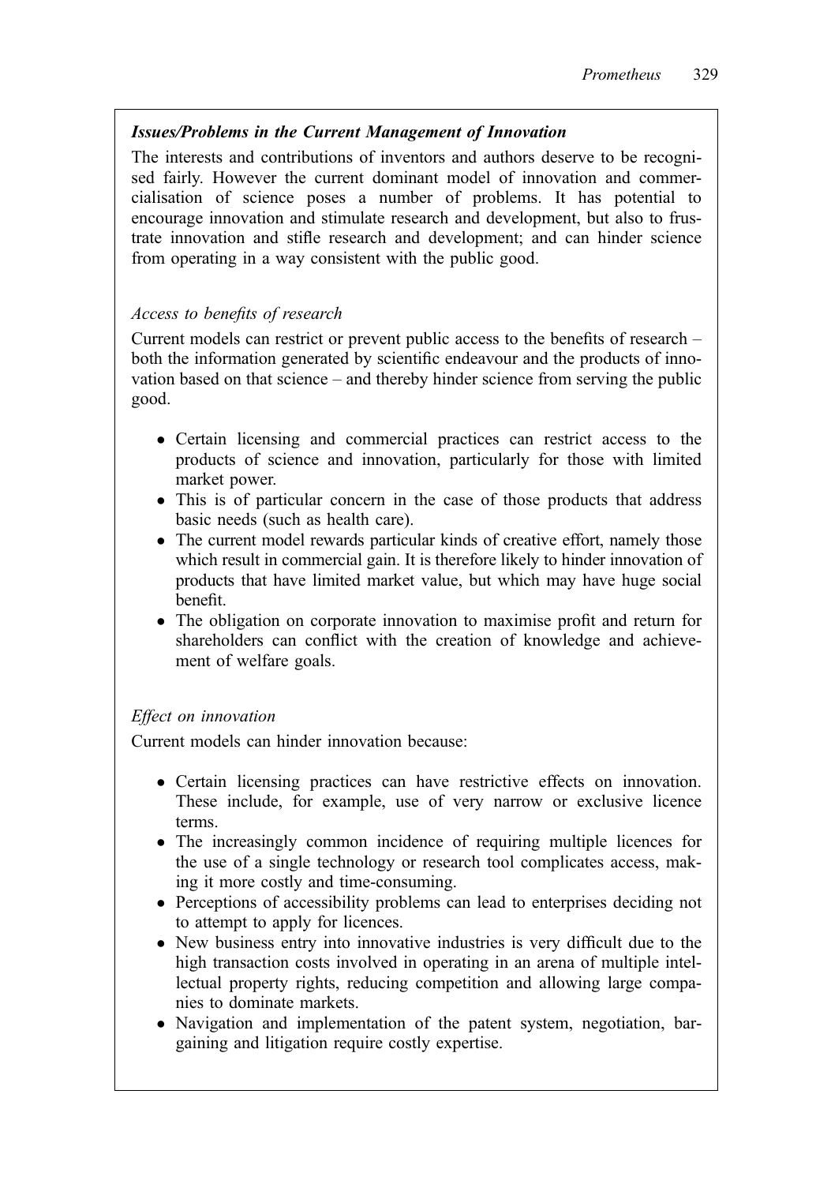***Issues/Problems in the Current Management of Innovation***

The interests and contributions of inventors and authors deserve to be recognised fairly. However the current dominant model of innovation and commercialisation of science poses a number of problems. It has potential to encourage innovation and stimulate research and development, but also to frustrate innovation and stifle research and development; and can hinder science from operating in a way consistent with the public good.

*Access to benefits of research*

Current models can restrict or prevent public access to the benefits of research – both the information generated by scientific endeavour and the products of innovation based on that science – and thereby hinder science from serving the public good.

- Certain licensing and commercial practices can restrict access to the products of science and innovation, particularly for those with limited market power.
- This is of particular concern in the case of those products that address basic needs (such as health care).
- The current model rewards particular kinds of creative effort, namely those which result in commercial gain. It is therefore likely to hinder innovation of products that have limited market value, but which may have huge social benefit.
- The obligation on corporate innovation to maximise profit and return for shareholders can conflict with the creation of knowledge and achievement of welfare goals.

*Effect on innovation*

Current models can hinder innovation because:

- Certain licensing practices can have restrictive effects on innovation. These include, for example, use of very narrow or exclusive licence terms.
- The increasingly common incidence of requiring multiple licences for the use of a single technology or research tool complicates access, making it more costly and time-consuming.
- Perceptions of accessibility problems can lead to enterprises deciding not to attempt to apply for licences.
- New business entry into innovative industries is very difficult due to the high transaction costs involved in operating in an arena of multiple intellectual property rights, reducing competition and allowing large companies to dominate markets.
- Navigation and implementation of the patent system, negotiation, bargaining and litigation require costly expertise.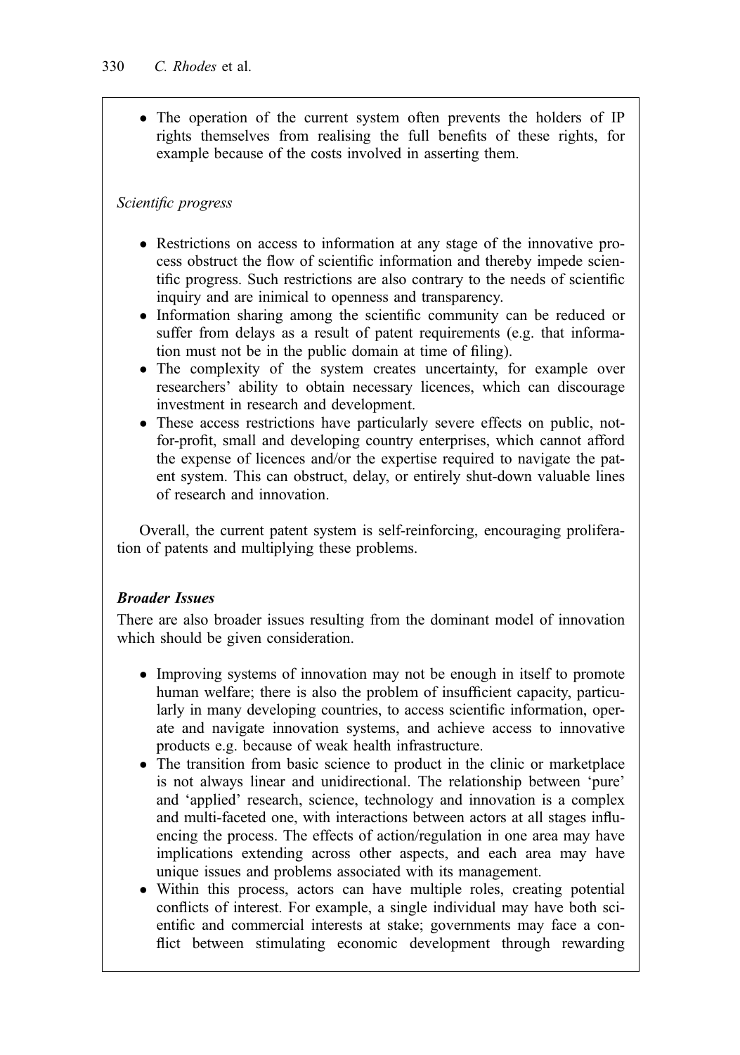- The operation of the current system often prevents the holders of IP rights themselves from realising the full benefits of these rights, for example because of the costs involved in asserting them.

*Scientific progress*

- Restrictions on access to information at any stage of the innovative process obstruct the flow of scientific information and thereby impede scientific progress. Such restrictions are also contrary to the needs of scientific inquiry and are inimical to openness and transparency.
- Information sharing among the scientific community can be reduced or suffer from delays as a result of patent requirements (e.g. that information must not be in the public domain at time of filing).
- The complexity of the system creates uncertainty, for example over researchers' ability to obtain necessary licences, which can discourage investment in research and development.
- These access restrictions have particularly severe effects on public, not-for-profit, small and developing country enterprises, which cannot afford the expense of licences and/or the expertise required to navigate the patent system. This can obstruct, delay, or entirely shut-down valuable lines of research and innovation.

Overall, the current patent system is self-reinforcing, encouraging proliferation of patents and multiplying these problems.

***Broader Issues***

There are also broader issues resulting from the dominant model of innovation which should be given consideration.

- Improving systems of innovation may not be enough in itself to promote human welfare; there is also the problem of insufficient capacity, particularly in many developing countries, to access scientific information, operate and navigate innovation systems, and achieve access to innovative products e.g. because of weak health infrastructure.
- The transition from basic science to product in the clinic or marketplace is not always linear and unidirectional. The relationship between 'pure' and 'applied' research, science, technology and innovation is a complex and multi-faceted one, with interactions between actors at all stages influencing the process. The effects of action/regulation in one area may have implications extending across other aspects, and each area may have unique issues and problems associated with its management.
- Within this process, actors can have multiple roles, creating potential conflicts of interest. For example, a single individual may have both scientific and commercial interests at stake; governments may face a conflict between stimulating economic development through rewarding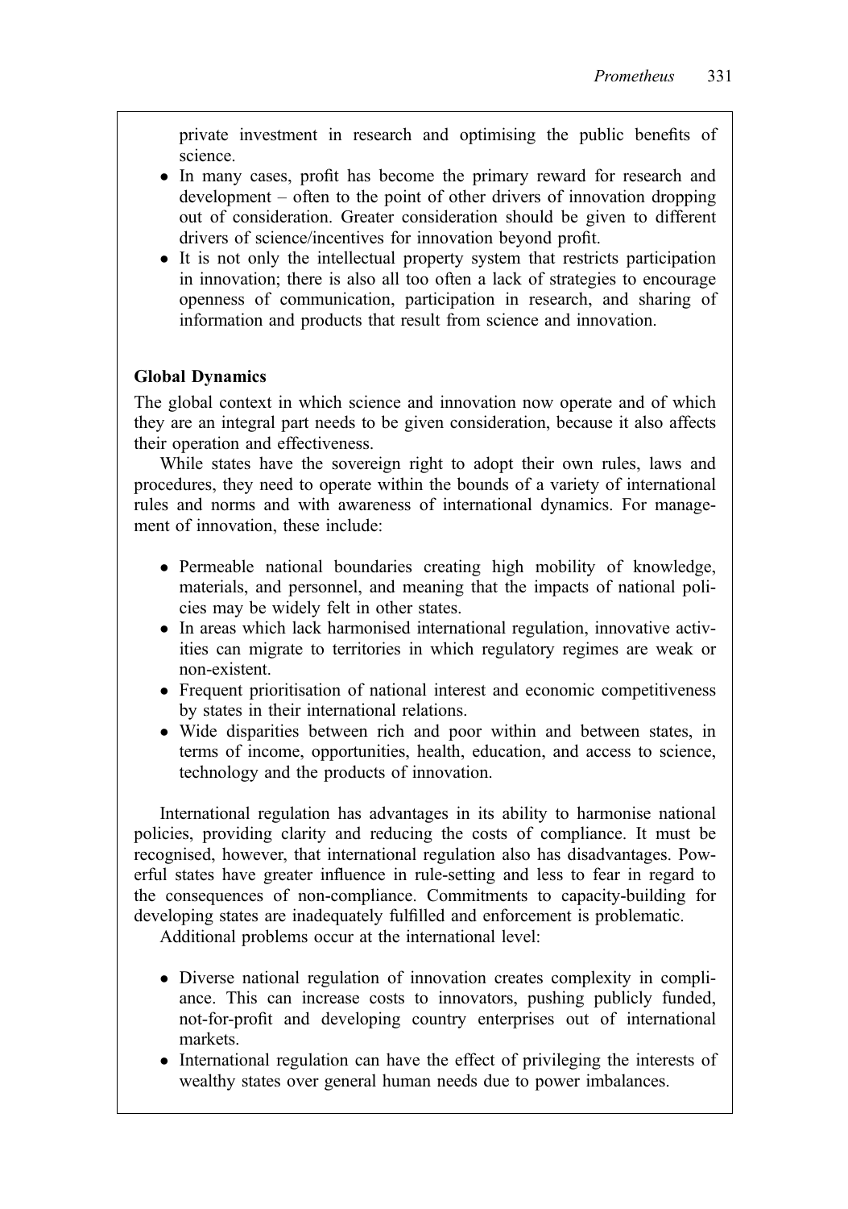private investment in research and optimising the public benefits of science.

- In many cases, profit has become the primary reward for research and development – often to the point of other drivers of innovation dropping out of consideration. Greater consideration should be given to different drivers of science/incentives for innovation beyond profit.
- It is not only the intellectual property system that restricts participation in innovation; there is also all too often a lack of strategies to encourage openness of communication, participation in research, and sharing of information and products that result from science and innovation.

**Global Dynamics**

The global context in which science and innovation now operate and of which they are an integral part needs to be given consideration, because it also affects their operation and effectiveness.

While states have the sovereign right to adopt their own rules, laws and procedures, they need to operate within the bounds of a variety of international rules and norms and with awareness of international dynamics. For management of innovation, these include:

- Permeable national boundaries creating high mobility of knowledge, materials, and personnel, and meaning that the impacts of national policies may be widely felt in other states.
- In areas which lack harmonised international regulation, innovative activities can migrate to territories in which regulatory regimes are weak or non-existent.
- Frequent prioritisation of national interest and economic competitiveness by states in their international relations.
- Wide disparities between rich and poor within and between states, in terms of income, opportunities, health, education, and access to science, technology and the products of innovation.

International regulation has advantages in its ability to harmonise national policies, providing clarity and reducing the costs of compliance. It must be recognised, however, that international regulation also has disadvantages. Powerful states have greater influence in rule-setting and less to fear in regard to the consequences of non-compliance. Commitments to capacity-building for developing states are inadequately fulfilled and enforcement is problematic.

Additional problems occur at the international level:

- Diverse national regulation of innovation creates complexity in compliance. This can increase costs to innovators, pushing publicly funded, not-for-profit and developing country enterprises out of international markets.
- International regulation can have the effect of privileging the interests of wealthy states over general human needs due to power imbalances.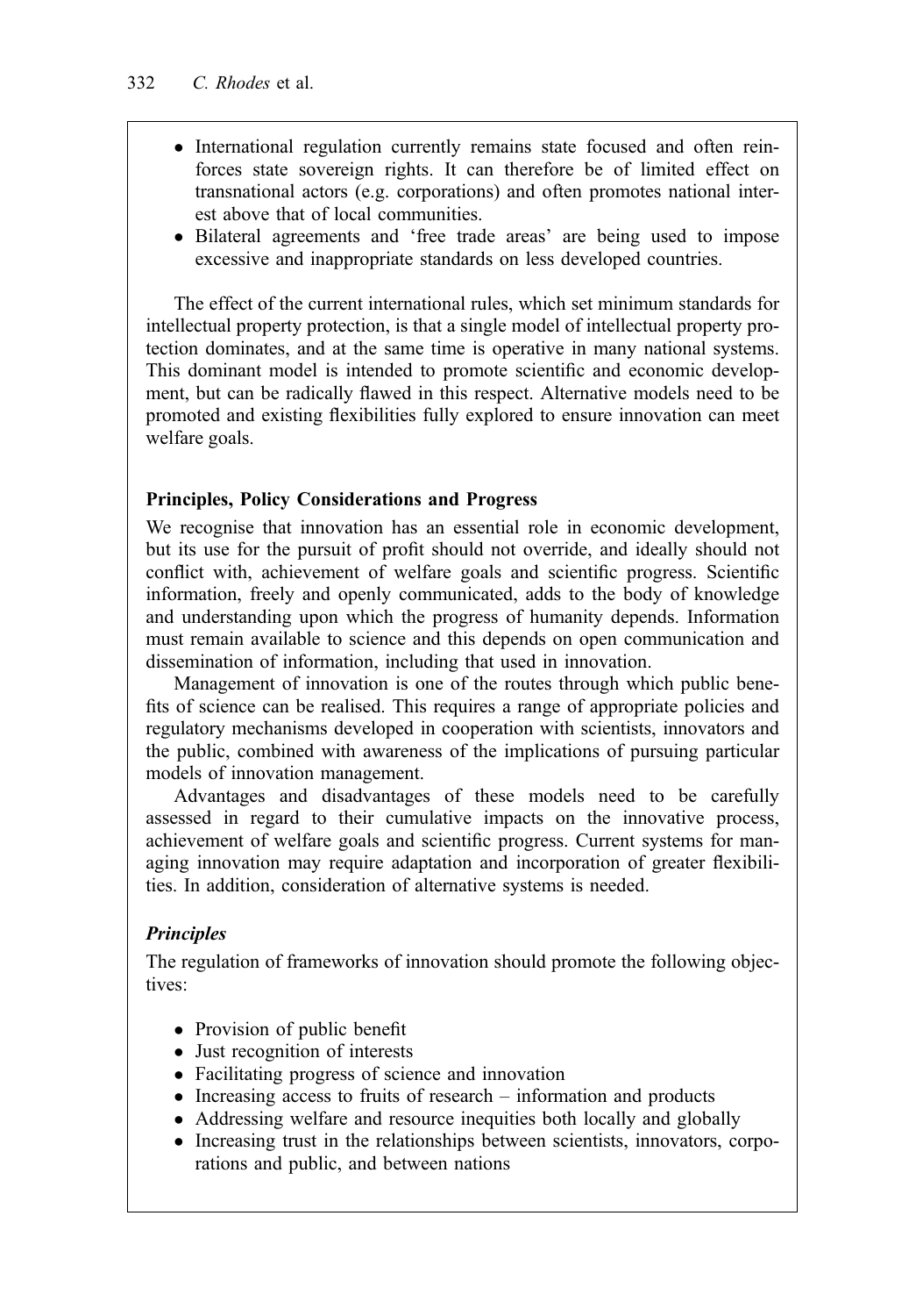- International regulation currently remains state focused and often reinforces state sovereign rights. It can therefore be of limited effect on transnational actors (e.g. corporations) and often promotes national interest above that of local communities.
- Bilateral agreements and 'free trade areas' are being used to impose excessive and inappropriate standards on less developed countries.

The effect of the current international rules, which set minimum standards for intellectual property protection, is that a single model of intellectual property protection dominates, and at the same time is operative in many national systems. This dominant model is intended to promote scientific and economic development, but can be radically flawed in this respect. Alternative models need to be promoted and existing flexibilities fully explored to ensure innovation can meet welfare goals.

**Principles, Policy Considerations and Progress**

We recognise that innovation has an essential role in economic development, but its use for the pursuit of profit should not override, and ideally should not conflict with, achievement of welfare goals and scientific progress. Scientific information, freely and openly communicated, adds to the body of knowledge and understanding upon which the progress of humanity depends. Information must remain available to science and this depends on open communication and dissemination of information, including that used in innovation.

Management of innovation is one of the routes through which public benefits of science can be realised. This requires a range of appropriate policies and regulatory mechanisms developed in cooperation with scientists, innovators and the public, combined with awareness of the implications of pursuing particular models of innovation management.

Advantages and disadvantages of these models need to be carefully assessed in regard to their cumulative impacts on the innovative process, achievement of welfare goals and scientific progress. Current systems for managing innovation may require adaptation and incorporation of greater flexibilities. In addition, consideration of alternative systems is needed.

***Principles***

The regulation of frameworks of innovation should promote the following objectives:

- Provision of public benefit
- Just recognition of interests
- Facilitating progress of science and innovation
- Increasing access to fruits of research – information and products
- Addressing welfare and resource inequities both locally and globally
- Increasing trust in the relationships between scientists, innovators, corporations and public, and between nations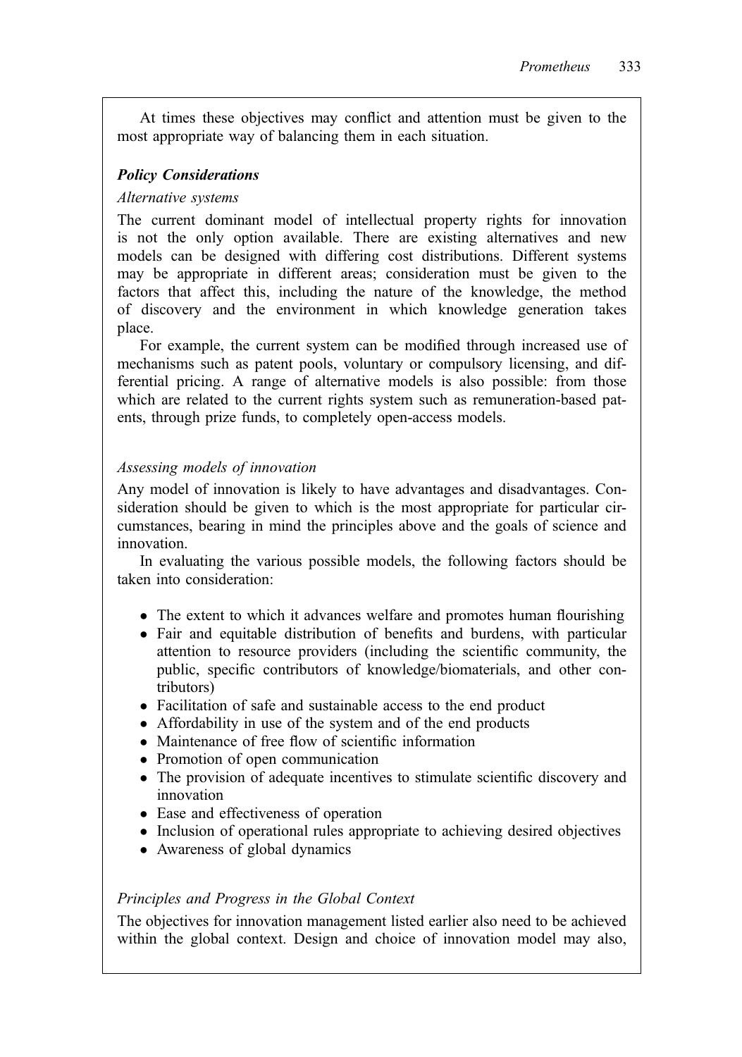At times these objectives may conflict and attention must be given to the most appropriate way of balancing them in each situation.

***Policy Considerations***

*Alternative systems*

The current dominant model of intellectual property rights for innovation is not the only option available. There are existing alternatives and new models can be designed with differing cost distributions. Different systems may be appropriate in different areas; consideration must be given to the factors that affect this, including the nature of the knowledge, the method of discovery and the environment in which knowledge generation takes place.

For example, the current system can be modified through increased use of mechanisms such as patent pools, voluntary or compulsory licensing, and differential pricing. A range of alternative models is also possible: from those which are related to the current rights system such as remuneration-based patents, through prize funds, to completely open-access models.

*Assessing models of innovation*

Any model of innovation is likely to have advantages and disadvantages. Consideration should be given to which is the most appropriate for particular circumstances, bearing in mind the principles above and the goals of science and innovation.

In evaluating the various possible models, the following factors should be taken into consideration:

- The extent to which it advances welfare and promotes human flourishing
- Fair and equitable distribution of benefits and burdens, with particular attention to resource providers (including the scientific community, the public, specific contributors of knowledge/biomaterials, and other contributors)
- Facilitation of safe and sustainable access to the end product
- Affordability in use of the system and of the end products
- Maintenance of free flow of scientific information
- Promotion of open communication
- The provision of adequate incentives to stimulate scientific discovery and innovation
- Ease and effectiveness of operation
- Inclusion of operational rules appropriate to achieving desired objectives
- Awareness of global dynamics

*Principles and Progress in the Global Context*

The objectives for innovation management listed earlier also need to be achieved within the global context. Design and choice of innovation model may also,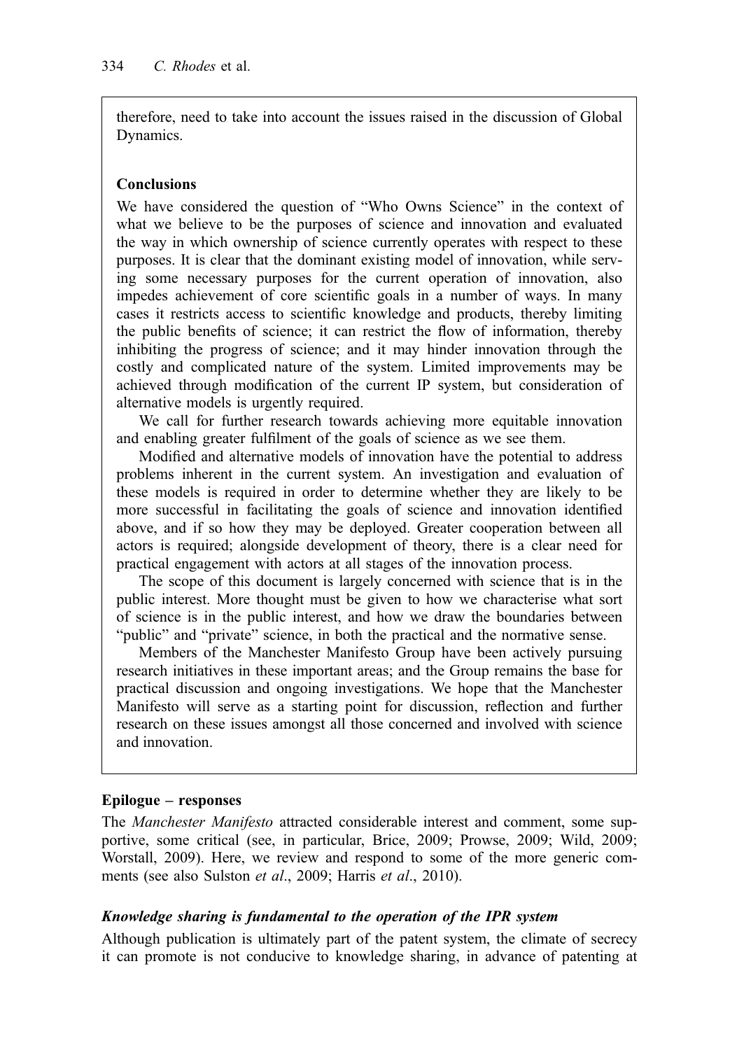therefore, need to take into account the issues raised in the discussion of Global Dynamics.

**Conclusions**

We have considered the question of "Who Owns Science" in the context of what we believe to be the purposes of science and innovation and evaluated the way in which ownership of science currently operates with respect to these purposes. It is clear that the dominant existing model of innovation, while serving some necessary purposes for the current operation of innovation, also impedes achievement of core scientific goals in a number of ways. In many cases it restricts access to scientific knowledge and products, thereby limiting the public benefits of science; it can restrict the flow of information, thereby inhibiting the progress of science; and it may hinder innovation through the costly and complicated nature of the system. Limited improvements may be achieved through modification of the current IP system, but consideration of alternative models is urgently required.

We call for further research towards achieving more equitable innovation and enabling greater fulfilment of the goals of science as we see them.

Modified and alternative models of innovation have the potential to address problems inherent in the current system. An investigation and evaluation of these models is required in order to determine whether they are likely to be more successful in facilitating the goals of science and innovation identified above, and if so how they may be deployed. Greater cooperation between all actors is required; alongside development of theory, there is a clear need for practical engagement with actors at all stages of the innovation process.

The scope of this document is largely concerned with science that is in the public interest. More thought must be given to how we characterise what sort of science is in the public interest, and how we draw the boundaries between "public" and "private" science, in both the practical and the normative sense.

Members of the Manchester Manifesto Group have been actively pursuing research initiatives in these important areas; and the Group remains the base for practical discussion and ongoing investigations. We hope that the Manchester Manifesto will serve as a starting point for discussion, reflection and further research on these issues amongst all those concerned and involved with science and innovation.

## Epilogue – responses

The *Manchester Manifesto* attracted considerable interest and comment, some supportive, some critical (see, in particular, Brice, 2009; Prowse, 2009; Wild, 2009; Worstall, 2009). Here, we review and respond to some of the more generic comments (see also Sulston *et al*., 2009; Harris *et al*., 2010).

### *Knowledge sharing is fundamental to the operation of the IPR system*

Although publication is ultimately part of the patent system, the climate of secrecy it can promote is not conducive to knowledge sharing, in advance of patenting at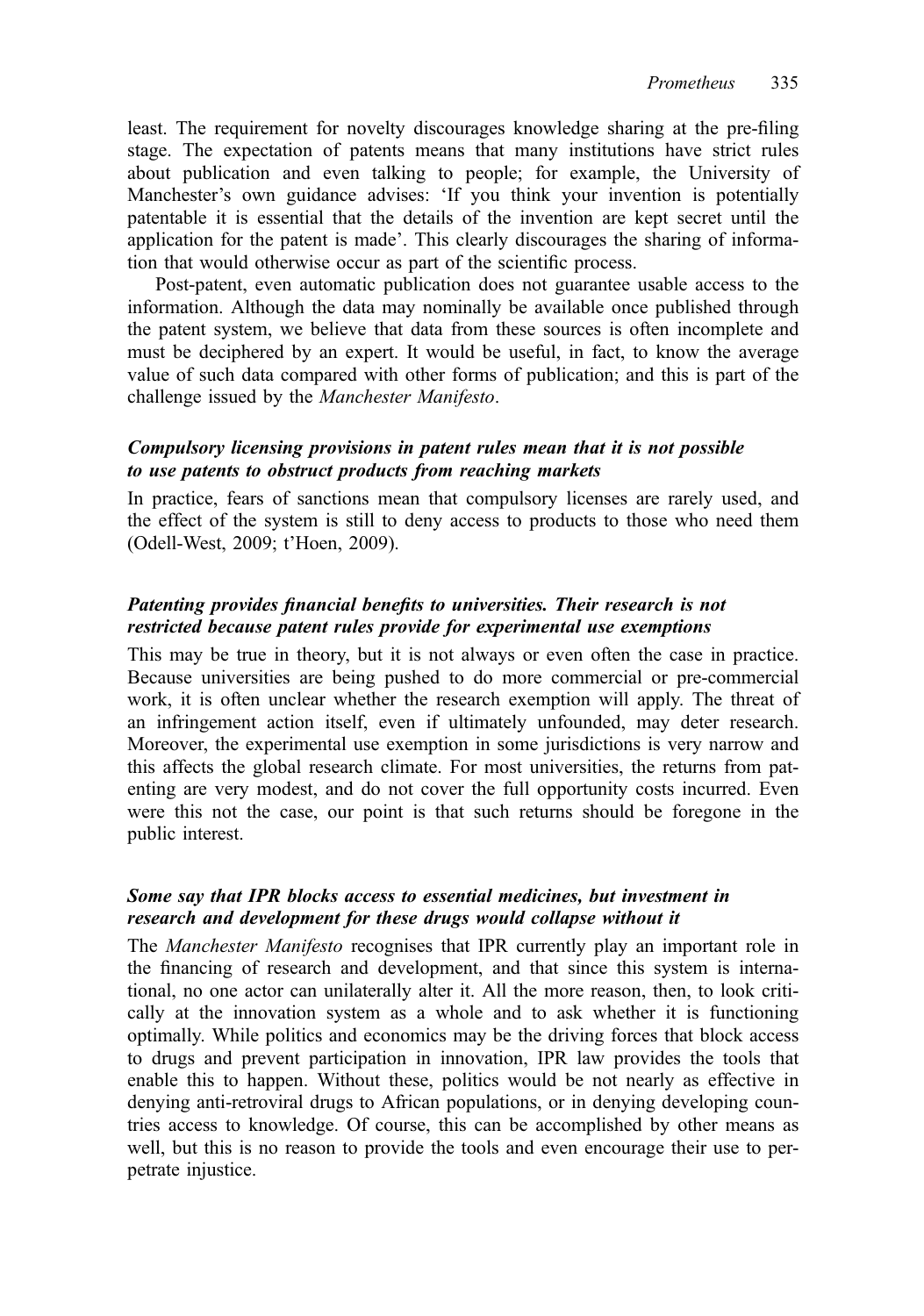least. The requirement for novelty discourages knowledge sharing at the pre-filing stage. The expectation of patents means that many institutions have strict rules about publication and even talking to people; for example, the University of Manchester's own guidance advises: 'If you think your invention is potentially patentable it is essential that the details of the invention are kept secret until the application for the patent is made'. This clearly discourages the sharing of information that would otherwise occur as part of the scientific process.

Post-patent, even automatic publication does not guarantee usable access to the information. Although the data may nominally be available once published through the patent system, we believe that data from these sources is often incomplete and must be deciphered by an expert. It would be useful, in fact, to know the average value of such data compared with other forms of publication; and this is part of the challenge issued by the *Manchester Manifesto*.

### *Compulsory licensing provisions in patent rules mean that it is not possible to use patents to obstruct products from reaching markets*

In practice, fears of sanctions mean that compulsory licenses are rarely used, and the effect of the system is still to deny access to products to those who need them (Odell-West, 2009; t'Hoen, 2009).

### *Patenting provides financial benefits to universities. Their research is not restricted because patent rules provide for experimental use exemptions*

This may be true in theory, but it is not always or even often the case in practice. Because universities are being pushed to do more commercial or pre-commercial work, it is often unclear whether the research exemption will apply. The threat of an infringement action itself, even if ultimately unfounded, may deter research. Moreover, the experimental use exemption in some jurisdictions is very narrow and this affects the global research climate. For most universities, the returns from patenting are very modest, and do not cover the full opportunity costs incurred. Even were this not the case, our point is that such returns should be foregone in the public interest.

### *Some say that IPR blocks access to essential medicines, but investment in research and development for these drugs would collapse without it*

The *Manchester Manifesto* recognises that IPR currently play an important role in the financing of research and development, and that since this system is international, no one actor can unilaterally alter it. All the more reason, then, to look critically at the innovation system as a whole and to ask whether it is functioning optimally. While politics and economics may be the driving forces that block access to drugs and prevent participation in innovation, IPR law provides the tools that enable this to happen. Without these, politics would be not nearly as effective in denying anti-retroviral drugs to African populations, or in denying developing countries access to knowledge. Of course, this can be accomplished by other means as well, but this is no reason to provide the tools and even encourage their use to perpetrate injustice.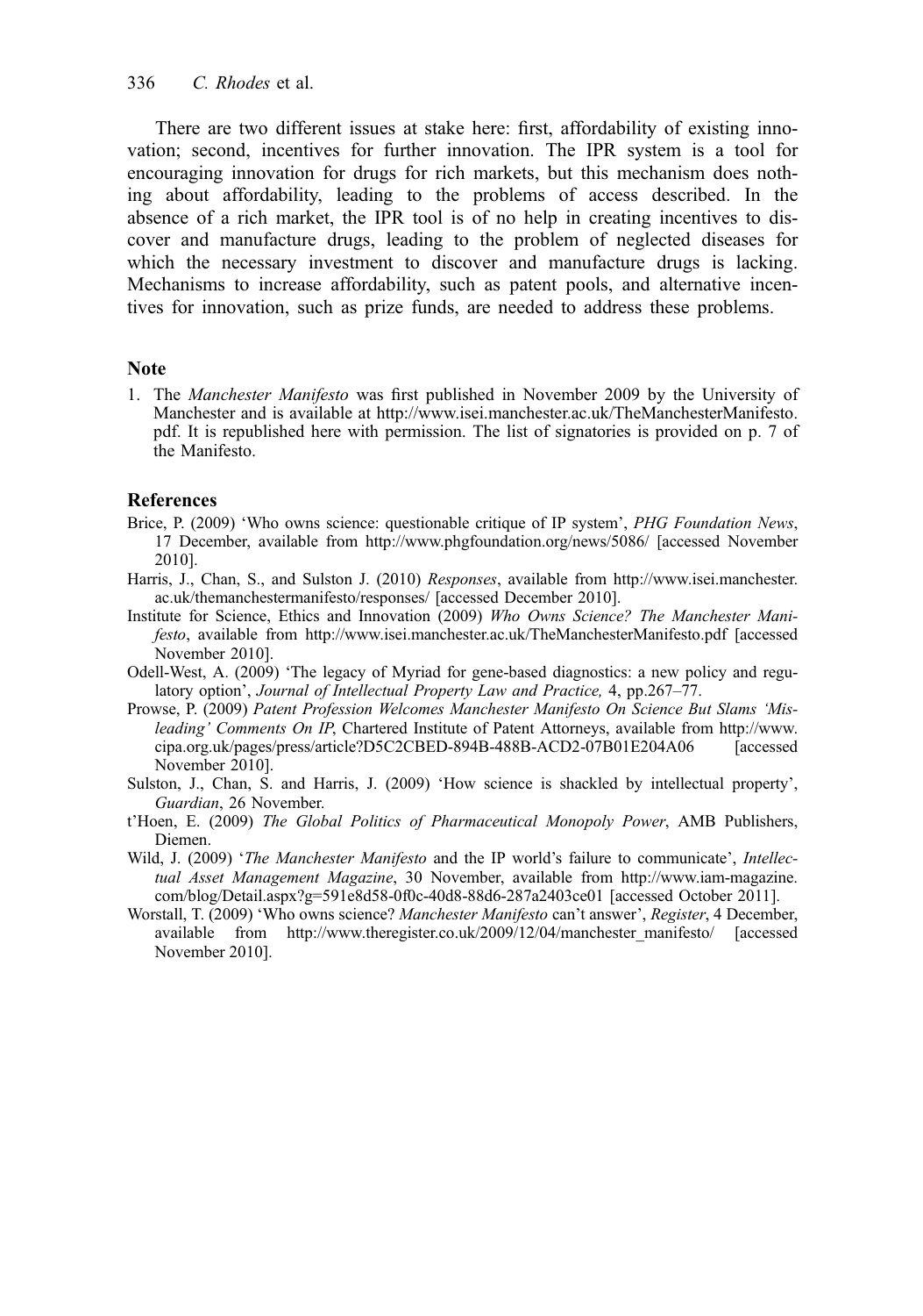There are two different issues at stake here: first, affordability of existing innovation; second, incentives for further innovation. The IPR system is a tool for encouraging innovation for drugs for rich markets, but this mechanism does nothing about affordability, leading to the problems of access described. In the absence of a rich market, the IPR tool is of no help in creating incentives to discover and manufacture drugs, leading to the problem of neglected diseases for which the necessary investment to discover and manufacture drugs is lacking. Mechanisms to increase affordability, such as patent pools, and alternative incentives for innovation, such as prize funds, are needed to address these problems.

## Note

1. The *Manchester Manifesto* was first published in November 2009 by the University of Manchester and is available at http://www.isei.manchester.ac.uk/TheManchesterManifesto.pdf. It is republished here with permission. The list of signatories is provided on p. 7 of the Manifesto.

## References

Brice, P. (2009) 'Who owns science: questionable critique of IP system', *PHG Foundation News*, 17 December, available from http://www.phgfoundation.org/news/5086/ [accessed November 2010].

Harris, J., Chan, S., and Sulston J. (2010) *Responses*, available from http://www.isei.manchester.ac.uk/themanchestermanifesto/responses/ [accessed December 2010].

Institute for Science, Ethics and Innovation (2009) *Who Owns Science? The Manchester Manifesto*, available from http://www.isei.manchester.ac.uk/TheManchesterManifesto.pdf [accessed November 2010].

Odell-West, A. (2009) 'The legacy of Myriad for gene-based diagnostics: a new policy and regulatory option', *Journal of Intellectual Property Law and Practice,* 4, pp.267–77.

Prowse, P. (2009) *Patent Profession Welcomes Manchester Manifesto On Science But Slams 'Misleading' Comments On IP*, Chartered Institute of Patent Attorneys, available from http://www.cipa.org.uk/pages/press/article?D5C2CBED-894B-488B-ACD2-07B01E204A06 [accessed November 2010].

Sulston, J., Chan, S. and Harris, J. (2009) 'How science is shackled by intellectual property', *Guardian*, 26 November.

t'Hoen, E. (2009) *The Global Politics of Pharmaceutical Monopoly Power*, AMB Publishers, Diemen.

Wild, J. (2009) '*The Manchester Manifesto* and the IP world's failure to communicate', *Intellectual Asset Management Magazine*, 30 November, available from http://www.iam-magazine.com/blog/Detail.aspx?g=591e8d58-0f0c-40d8-88d6-287a2403ce01 [accessed October 2011].

Worstall, T. (2009) 'Who owns science? *Manchester Manifesto* can't answer', *Register*, 4 December, available from http://www.theregister.co.uk/2009/12/04/manchester_manifesto/ [accessed November 2010].